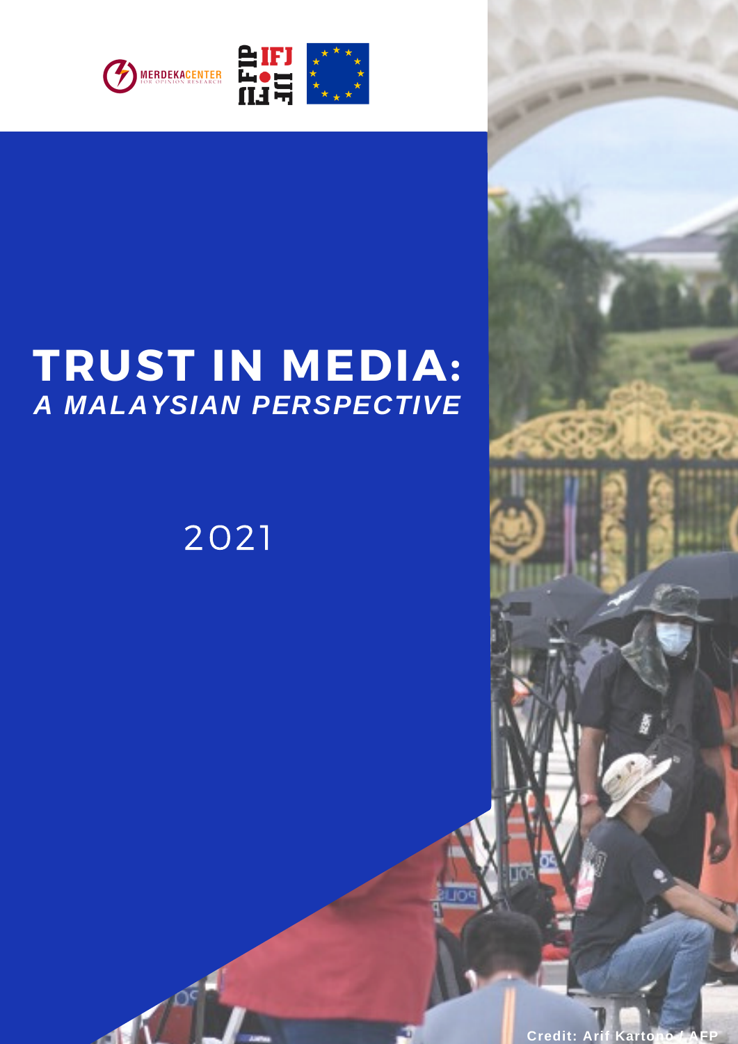# TRUST IN MEDIA:

## *A MALAYSIAN PERSPECTIVE*

2021

Credit: Arif Kartono / AFP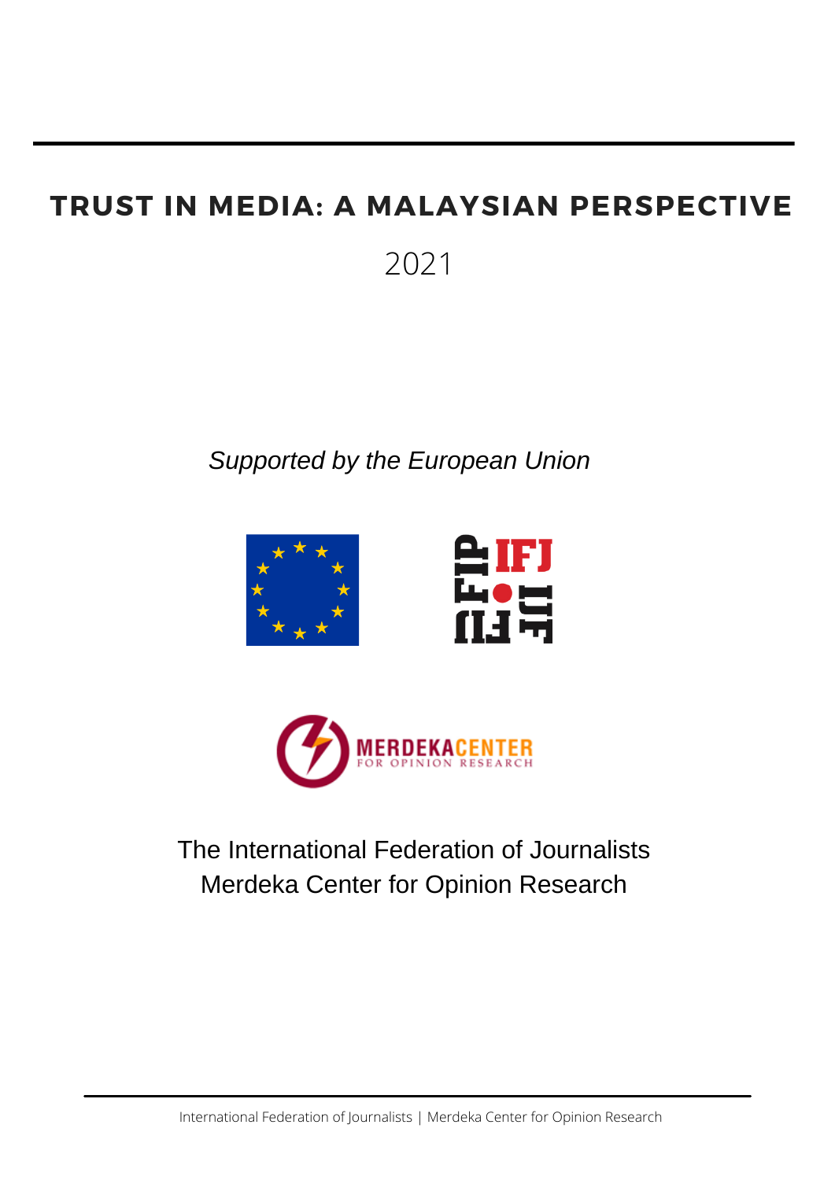# TRUST IN MEDIA: A MALAYSIAN PERSPECTIVE

2021

*Supported by the European Union*

The International Federation of Journalists
Merdeka Center for Opinion Research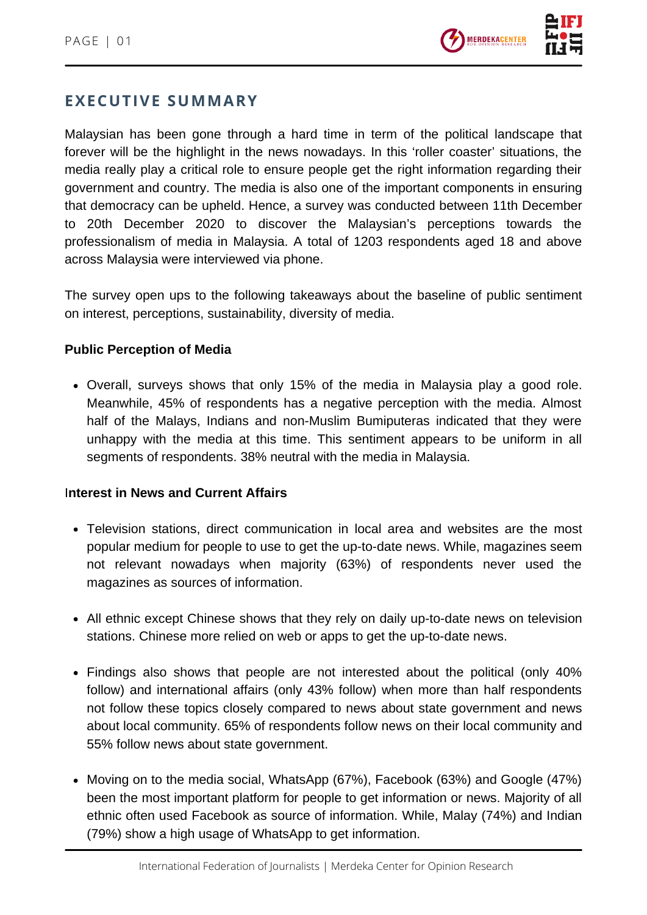## EXECUTIVE SUMMARY

Malaysian has been gone through a hard time in term of the political landscape that forever will be the highlight in the news nowadays. In this 'roller coaster' situations, the media really play a critical role to ensure people get the right information regarding their government and country. The media is also one of the important components in ensuring that democracy can be upheld. Hence, a survey was conducted between 11th December to 20th December 2020 to discover the Malaysian's perceptions towards the professionalism of media in Malaysia. A total of 1203 respondents aged 18 and above across Malaysia were interviewed via phone.

The survey open ups to the following takeaways about the baseline of public sentiment on interest, perceptions, sustainability, diversity of media.

**Public Perception of Media**

- Overall, surveys shows that only 15% of the media in Malaysia play a good role. Meanwhile, 45% of respondents has a negative perception with the media. Almost half of the Malays, Indians and non-Muslim Bumiputeras indicated that they were unhappy with the media at this time. This sentiment appears to be uniform in all segments of respondents. 38% neutral with the media in Malaysia.

**Interest in News and Current Affairs**

- Television stations, direct communication in local area and websites are the most popular medium for people to use to get the up-to-date news. While, magazines seem not relevant nowadays when majority (63%) of respondents never used the magazines as sources of information.
- All ethnic except Chinese shows that they rely on daily up-to-date news on television stations. Chinese more relied on web or apps to get the up-to-date news.
- Findings also shows that people are not interested about the political (only 40% follow) and international affairs (only 43% follow) when more than half respondents not follow these topics closely compared to news about state government and news about local community. 65% of respondents follow news on their local community and 55% follow news about state government.
- Moving on to the media social, WhatsApp (67%), Facebook (63%) and Google (47%) been the most important platform for people to get information or news. Majority of all ethnic often used Facebook as source of information. While, Malay (74%) and Indian (79%) show a high usage of WhatsApp to get information.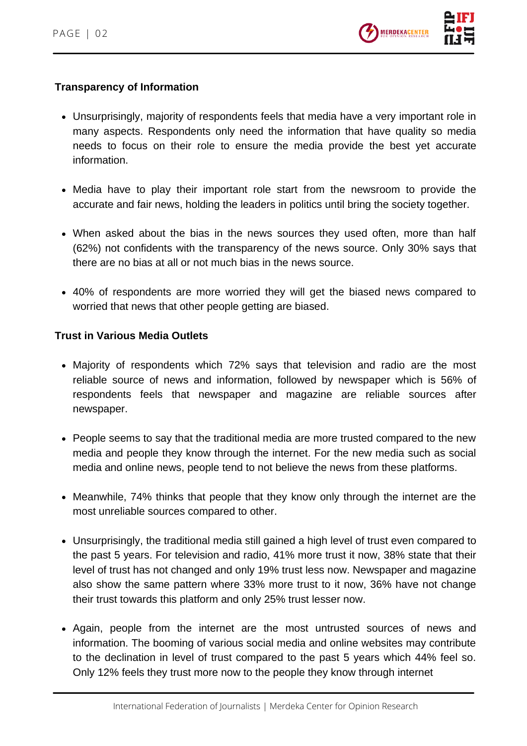**Transparency of Information**

- Unsurprisingly, majority of respondents feels that media have a very important role in many aspects. Respondents only need the information that have quality so media needs to focus on their role to ensure the media provide the best yet accurate information.
- Media have to play their important role start from the newsroom to provide the accurate and fair news, holding the leaders in politics until bring the society together.
- When asked about the bias in the news sources they used often, more than half (62%) not confidents with the transparency of the news source. Only 30% says that there are no bias at all or not much bias in the news source.
- 40% of respondents are more worried they will get the biased news compared to worried that news that other people getting are biased.

**Trust in Various Media Outlets**

- Majority of respondents which 72% says that television and radio are the most reliable source of news and information, followed by newspaper which is 56% of respondents feels that newspaper and magazine are reliable sources after newspaper.
- People seems to say that the traditional media are more trusted compared to the new media and people they know through the internet. For the new media such as social media and online news, people tend to not believe the news from these platforms.
- Meanwhile, 74% thinks that people that they know only through the internet are the most unreliable sources compared to other.
- Unsurprisingly, the traditional media still gained a high level of trust even compared to the past 5 years. For television and radio, 41% more trust it now, 38% state that their level of trust has not changed and only 19% trust less now. Newspaper and magazine also show the same pattern where 33% more trust to it now, 36% have not change their trust towards this platform and only 25% trust lesser now.
- Again, people from the internet are the most untrusted sources of news and information. The booming of various social media and online websites may contribute to the declination in level of trust compared to the past 5 years which 44% feel so. Only 12% feels they trust more now to the people they know through internet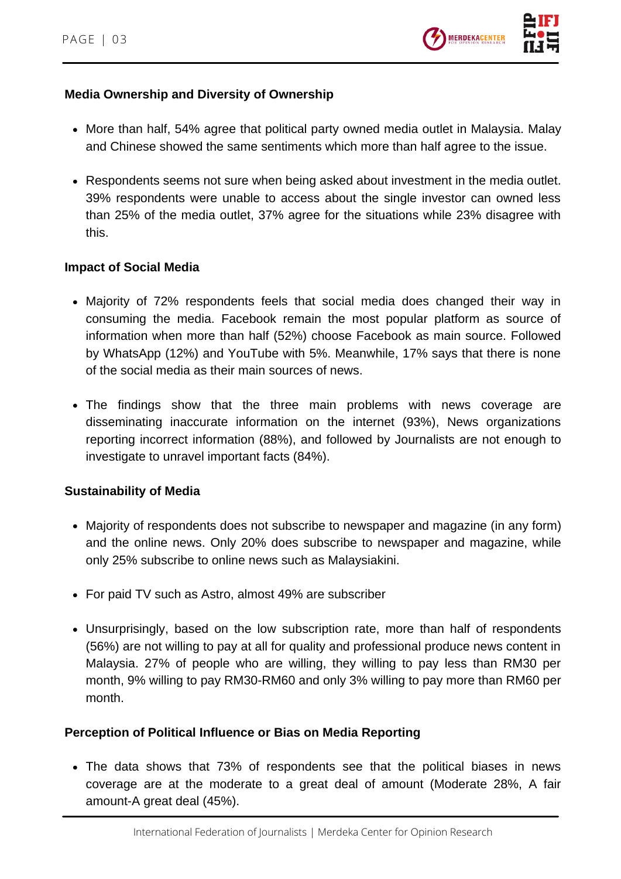### Media Ownership and Diversity of Ownership

- More than half, 54% agree that political party owned media outlet in Malaysia. Malay and Chinese showed the same sentiments which more than half agree to the issue.
- Respondents seems not sure when being asked about investment in the media outlet. 39% respondents were unable to access about the single investor can owned less than 25% of the media outlet, 37% agree for the situations while 23% disagree with this.

### Impact of Social Media

- Majority of 72% respondents feels that social media does changed their way in consuming the media. Facebook remain the most popular platform as source of information when more than half (52%) choose Facebook as main source. Followed by WhatsApp (12%) and YouTube with 5%. Meanwhile, 17% says that there is none of the social media as their main sources of news.
- The findings show that the three main problems with news coverage are disseminating inaccurate information on the internet (93%), News organizations reporting incorrect information (88%), and followed by Journalists are not enough to investigate to unravel important facts (84%).

### Sustainability of Media

- Majority of respondents does not subscribe to newspaper and magazine (in any form) and the online news. Only 20% does subscribe to newspaper and magazine, while only 25% subscribe to online news such as Malaysiakini.
- For paid TV such as Astro, almost 49% are subscriber
- Unsurprisingly, based on the low subscription rate, more than half of respondents (56%) are not willing to pay at all for quality and professional produce news content in Malaysia. 27% of people who are willing, they willing to pay less than RM30 per month, 9% willing to pay RM30-RM60 and only 3% willing to pay more than RM60 per month.

### Perception of Political Influence or Bias on Media Reporting

- The data shows that 73% of respondents see that the political biases in news coverage are at the moderate to a great deal of amount (Moderate 28%, A fair amount-A great deal (45%).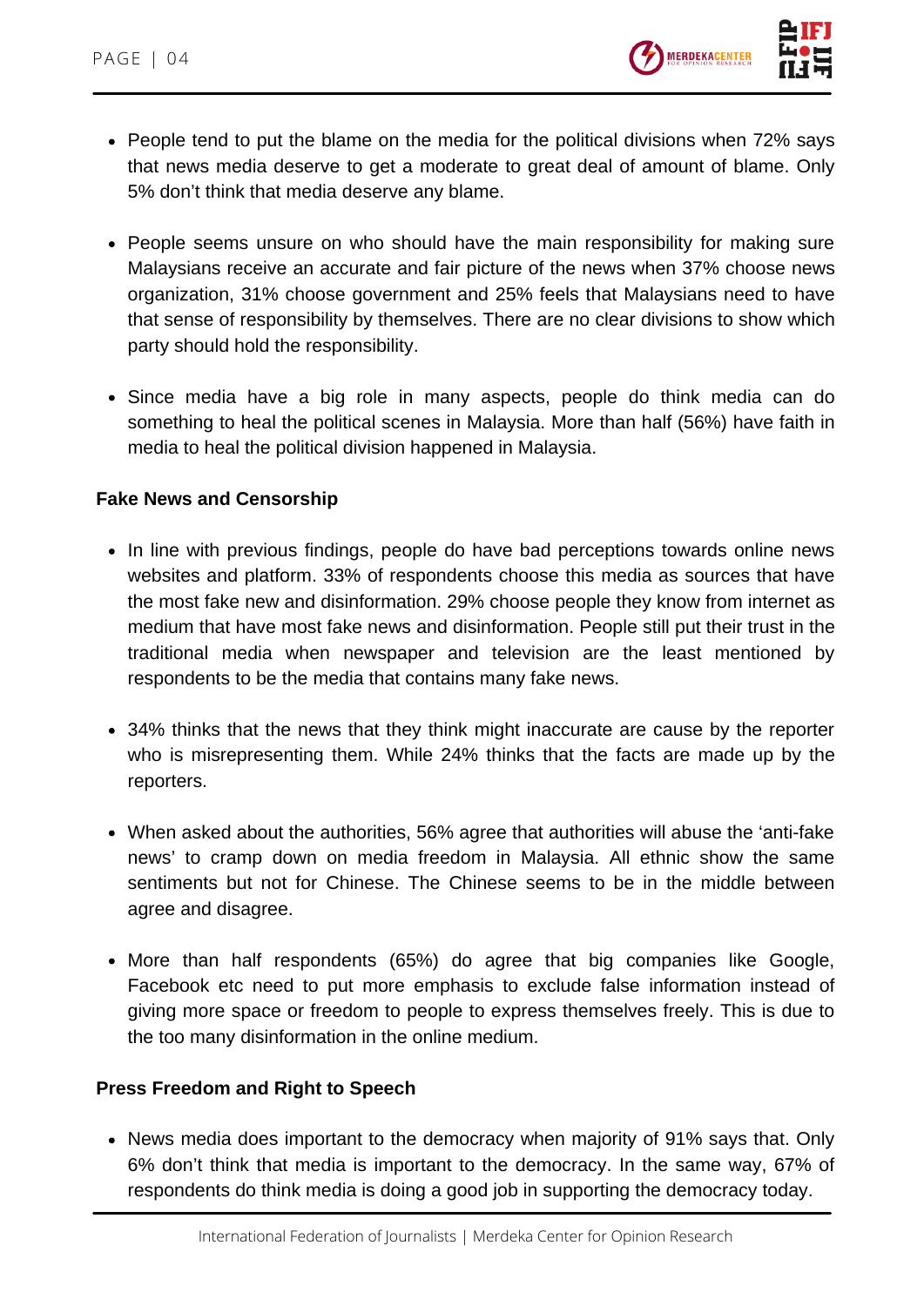- People tend to put the blame on the media for the political divisions when 72% says that news media deserve to get a moderate to great deal of amount of blame. Only 5% don't think that media deserve any blame.

- People seems unsure on who should have the main responsibility for making sure Malaysians receive an accurate and fair picture of the news when 37% choose news organization, 31% choose government and 25% feels that Malaysians need to have that sense of responsibility by themselves. There are no clear divisions to show which party should hold the responsibility.

- Since media have a big role in many aspects, people do think media can do something to heal the political scenes in Malaysia. More than half (56%) have faith in media to heal the political division happened in Malaysia.

**Fake News and Censorship**

- In line with previous findings, people do have bad perceptions towards online news websites and platform. 33% of respondents choose this media as sources that have the most fake new and disinformation. 29% choose people they know from internet as medium that have most fake news and disinformation. People still put their trust in the traditional media when newspaper and television are the least mentioned by respondents to be the media that contains many fake news.

- 34% thinks that the news that they think might inaccurate are cause by the reporter who is misrepresenting them. While 24% thinks that the facts are made up by the reporters.

- When asked about the authorities, 56% agree that authorities will abuse the 'anti-fake news' to cramp down on media freedom in Malaysia. All ethnic show the same sentiments but not for Chinese. The Chinese seems to be in the middle between agree and disagree.

- More than half respondents (65%) do agree that big companies like Google, Facebook etc need to put more emphasis to exclude false information instead of giving more space or freedom to people to express themselves freely. This is due to the too many disinformation in the online medium.

**Press Freedom and Right to Speech**

- News media does important to the democracy when majority of 91% says that. Only 6% don't think that media is important to the democracy. In the same way, 67% of respondents do think media is doing a good job in supporting the democracy today.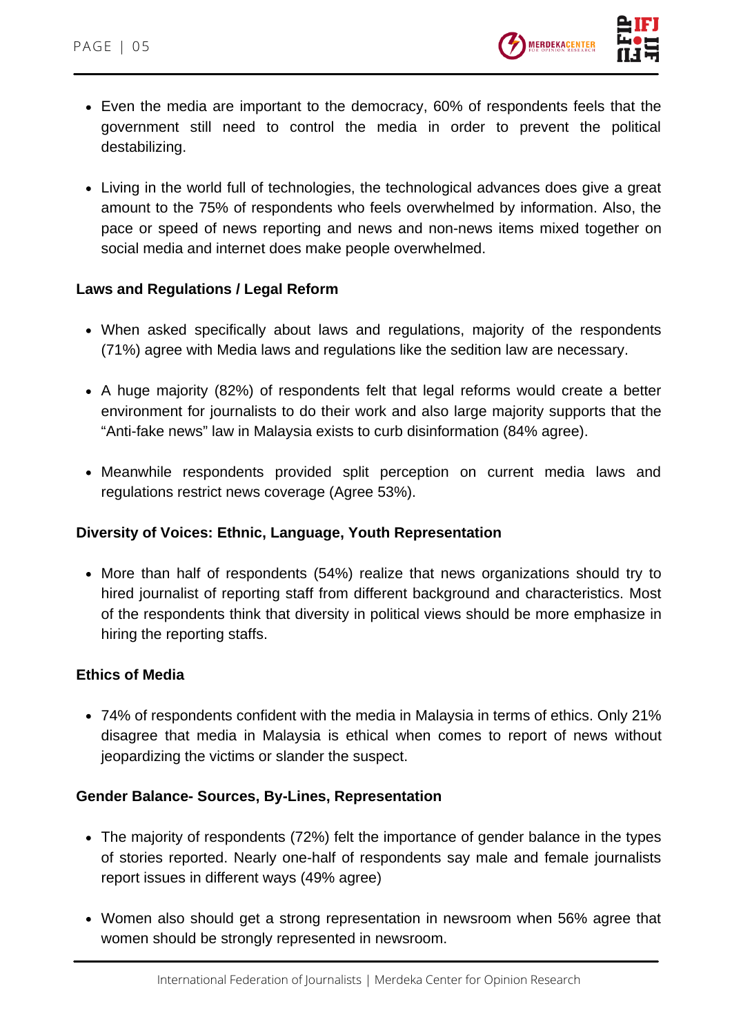- Even the media are important to the democracy, 60% of respondents feels that the government still need to control the media in order to prevent the political destabilizing.

- Living in the world full of technologies, the technological advances does give a great amount to the 75% of respondents who feels overwhelmed by information. Also, the pace or speed of news reporting and news and non-news items mixed together on social media and internet does make people overwhelmed.

**Laws and Regulations / Legal Reform**

- When asked specifically about laws and regulations, majority of the respondents (71%) agree with Media laws and regulations like the sedition law are necessary.

- A huge majority (82%) of respondents felt that legal reforms would create a better environment for journalists to do their work and also large majority supports that the "Anti-fake news" law in Malaysia exists to curb disinformation (84% agree).

- Meanwhile respondents provided split perception on current media laws and regulations restrict news coverage (Agree 53%).

**Diversity of Voices: Ethnic, Language, Youth Representation**

- More than half of respondents (54%) realize that news organizations should try to hired journalist of reporting staff from different background and characteristics. Most of the respondents think that diversity in political views should be more emphasize in hiring the reporting staffs.

**Ethics of Media**

- 74% of respondents confident with the media in Malaysia in terms of ethics. Only 21% disagree that media in Malaysia is ethical when comes to report of news without jeopardizing the victims or slander the suspect.

**Gender Balance- Sources, By-Lines, Representation**

- The majority of respondents (72%) felt the importance of gender balance in the types of stories reported. Nearly one-half of respondents say male and female journalists report issues in different ways (49% agree)

- Women also should get a strong representation in newsroom when 56% agree that women should be strongly represented in newsroom.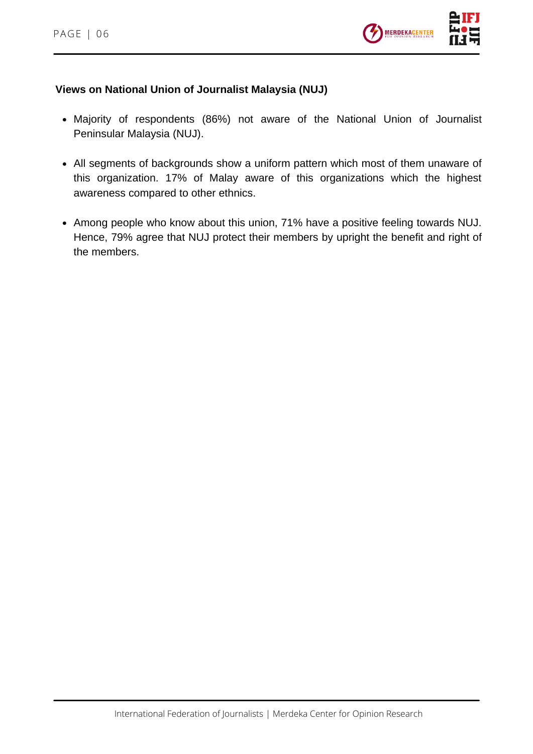**Views on National Union of Journalist Malaysia (NUJ)**

- Majority of respondents (86%) not aware of the National Union of Journalist Peninsular Malaysia (NUJ).
- All segments of backgrounds show a uniform pattern which most of them unaware of this organization. 17% of Malay aware of this organizations which the highest awareness compared to other ethnics.
- Among people who know about this union, 71% have a positive feeling towards NUJ. Hence, 79% agree that NUJ protect their members by upright the benefit and right of the members.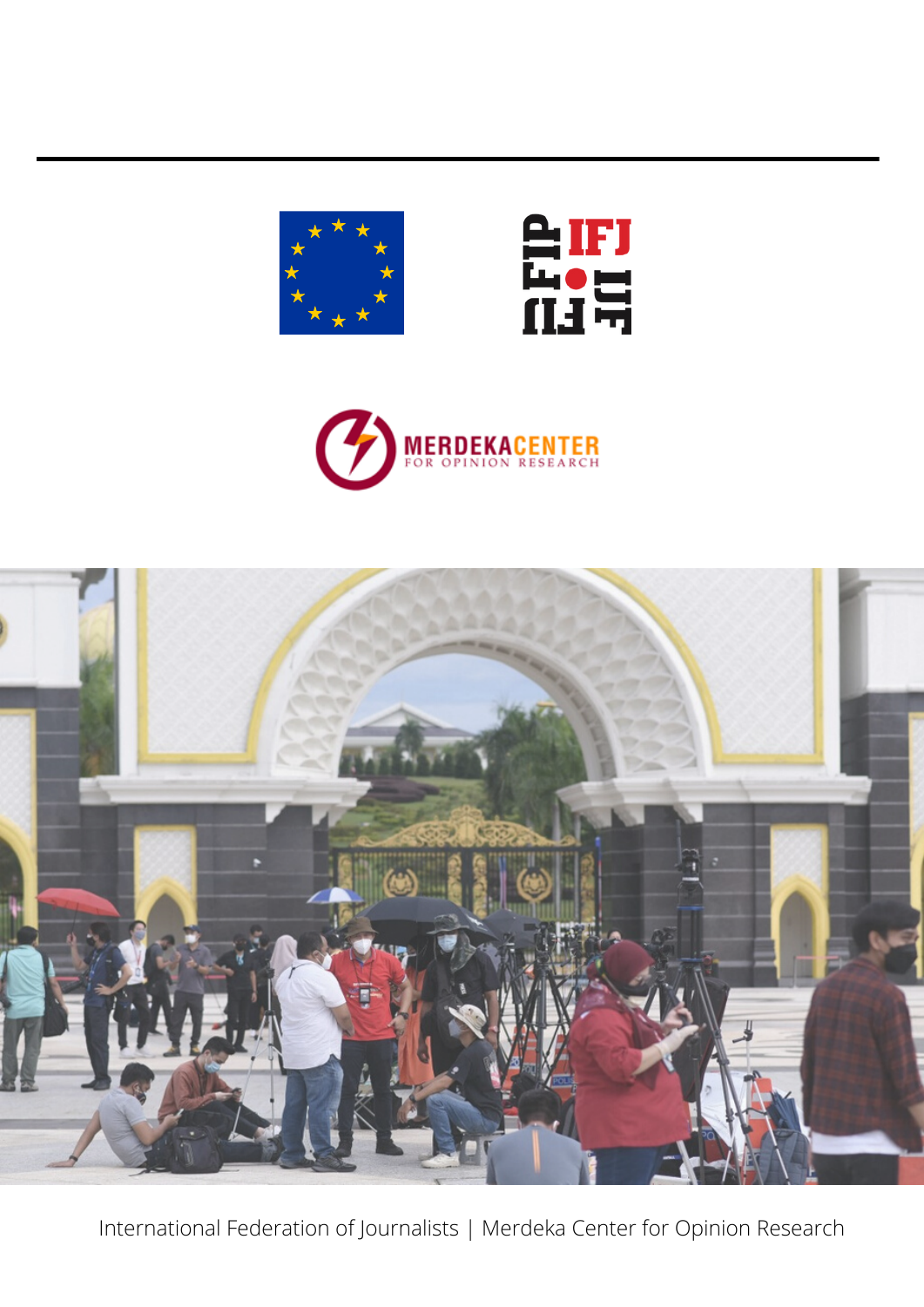International Federation of Journalists | Merdeka Center for Opinion Research